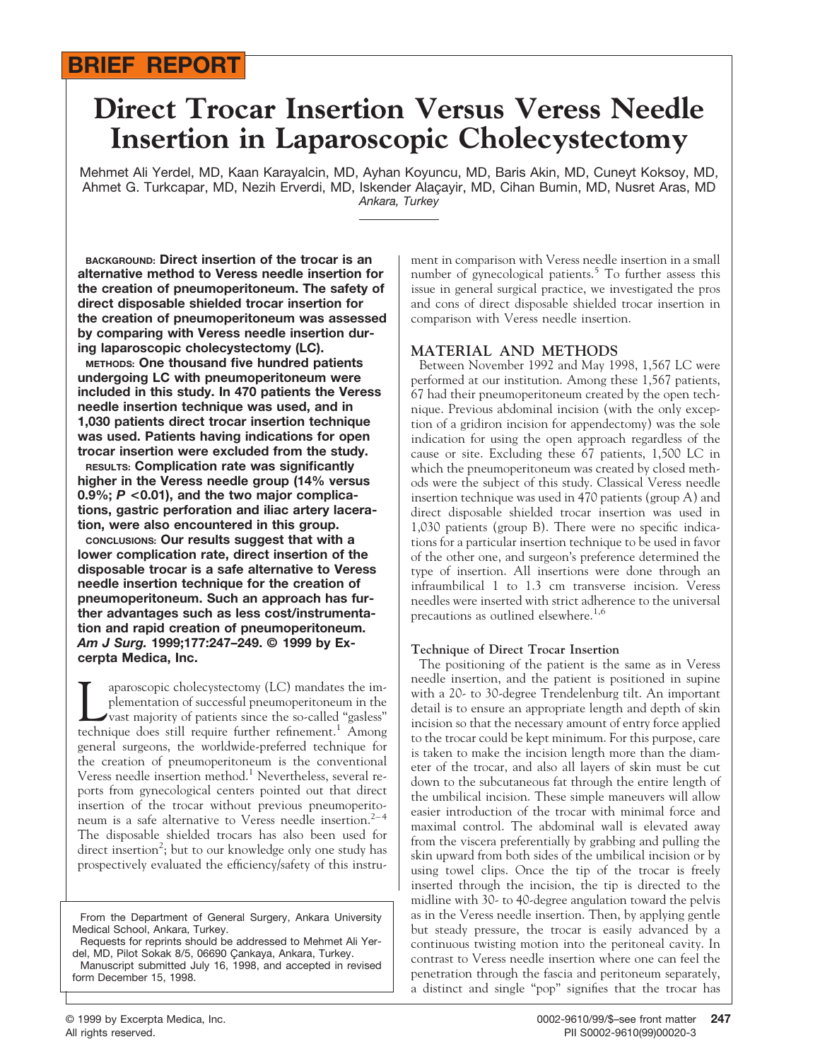BRIEF REPORT

# Direct Trocar Insertion Versus Veress Needle Insertion in Laparoscopic Cholecystectomy

Mehmet Ali Yerdel, MD, Kaan Karayalcin, MD, Ayhan Koyuncu, MD, Baris Akin, MD, Cuneyt Koksoy, MD, Ahmet G. Turkcapar, MD, Nezih Erverdi, MD, Iskender Alaçayir, MD, Cihan Bumin, MD, Nusret Aras, MD
*Ankara, Turkey*

**BACKGROUND: Direct insertion of the trocar is an alternative method to Veress needle insertion for the creation of pneumoperitoneum. The safety of direct disposable shielded trocar insertion for the creation of pneumoperitoneum was assessed by comparing with Veress needle insertion during laparoscopic cholecystectomy (LC).**

**METHODS: One thousand five hundred patients undergoing LC with pneumoperitoneum were included in this study. In 470 patients the Veress needle insertion technique was used, and in 1,030 patients direct trocar insertion technique was used. Patients having indications for open trocar insertion were excluded from the study.**

**RESULTS: Complication rate was significantly higher in the Veress needle group (14% versus 0.9%; *P* <0.01), and the two major complications, gastric perforation and iliac artery laceration, were also encountered in this group.**

**CONCLUSIONS: Our results suggest that with a lower complication rate, direct insertion of the disposable trocar is a safe alternative to Veress needle insertion technique for the creation of pneumoperitoneum. Such an approach has further advantages such as less cost/instrumentation and rapid creation of pneumoperitoneum. *Am J Surg.* 1999;177:247–249. © 1999 by Excerpta Medica, Inc.**

Laparoscopic cholecystectomy (LC) mandates the implementation of successful pneumoperitoneum in the vast majority of patients since the so-called "gasless" technique does still require further refinement.[1] Among general surgeons, the worldwide-preferred technique for the creation of pneumoperitoneum is the conventional Veress needle insertion method.[1] Nevertheless, several reports from gynecological centers pointed out that direct insertion of the trocar without previous pneumoperitoneum is a safe alternative to Veress needle insertion.[2–4] The disposable shielded trocars has also been used for direct insertion[2]; but to our knowledge only one study has prospectively evaluated the efficiency/safety of this instrument in comparison with Veress needle insertion in a small number of gynecological patients.[5] To further assess this issue in general surgical practice, we investigated the pros and cons of direct disposable shielded trocar insertion in comparison with Veress needle insertion.

From the Department of General Surgery, Ankara University Medical School, Ankara, Turkey.

Requests for reprints should be addressed to Mehmet Ali Yerdel, MD, Pilot Sokak 8/5, 06690 Çankaya, Ankara, Turkey.

Manuscript submitted July 16, 1998, and accepted in revised form December 15, 1998.

## MATERIAL AND METHODS

Between November 1992 and May 1998, 1,567 LC were performed at our institution. Among these 1,567 patients, 67 had their pneumoperitoneum created by the open technique. Previous abdominal incision (with the only exception of a gridiron incision for appendectomy) was the sole indication for using the open approach regardless of the cause or site. Excluding these 67 patients, 1,500 LC in which the pneumoperitoneum was created by closed methods were the subject of this study. Classical Veress needle insertion technique was used in 470 patients (group A) and direct disposable shielded trocar insertion was used in 1,030 patients (group B). There were no specific indications for a particular insertion technique to be used in favor of the other one, and surgeon's preference determined the type of insertion. All insertions were done through an infraumbilical 1 to 1.3 cm transverse incision. Veress needles were inserted with strict adherence to the universal precautions as outlined elsewhere.[1,6]

### Technique of Direct Trocar Insertion

The positioning of the patient is the same as in Veress needle insertion, and the patient is positioned in supine with a 20- to 30-degree Trendelenburg tilt. An important detail is to ensure an appropriate length and depth of skin incision so that the necessary amount of entry force applied to the trocar could be kept minimum. For this purpose, care is taken to make the incision length more than the diameter of the trocar, and also all layers of skin must be cut down to the subcutaneous fat through the entire length of the umbilical incision. These simple maneuvers will allow easier introduction of the trocar with minimal force and maximal control. The abdominal wall is elevated away from the viscera preferentially by grabbing and pulling the skin upward from both sides of the umbilical incision or by using towel clips. Once the tip of the trocar is freely inserted through the incision, the tip is directed to the midline with 30- to 40-degree angulation toward the pelvis as in the Veress needle insertion. Then, by applying gentle but steady pressure, the trocar is easily advanced by a continuous twisting motion into the peritoneal cavity. In contrast to Veress needle insertion where one can feel the penetration through the fascia and peritoneum separately, a distinct and single "pop" signifies that the trocar has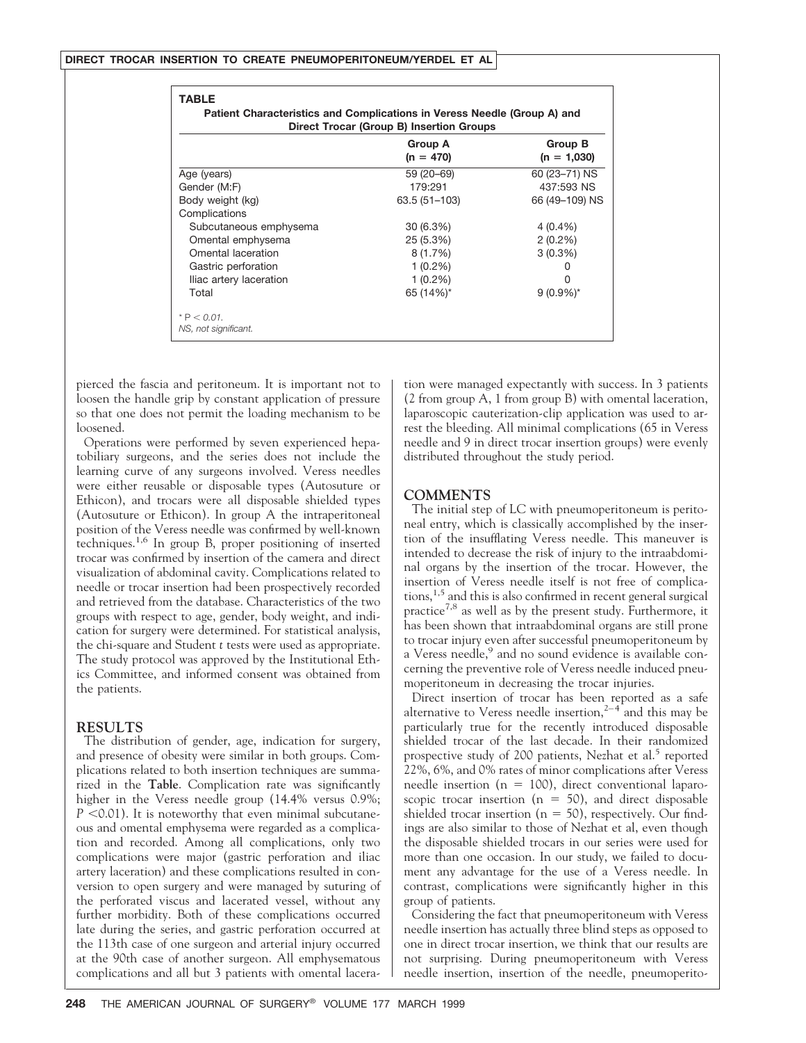**TABLE**
**Patient Characteristics and Complications in Veress Needle (Group A) and Direct Trocar (Group B) Insertion Groups**

| | Group A (n = 470) | Group B (n = 1,030) |
|---|---|---|
| Age (years) | 59 (20–69) | 60 (23–71) NS |
| Gender (M:F) | 179:291 | 437:593 NS |
| Body weight (kg) | 63.5 (51–103) | 66 (49–109) NS |
| Complications | | |
| Subcutaneous emphysema | 30 (6.3%) | 4 (0.4%) |
| Omental emphysema | 25 (5.3%) | 2 (0.2%) |
| Omental laceration | 8 (1.7%) | 3 (0.3%) |
| Gastric perforation | 1 (0.2%) | 0 |
| Iliac artery laceration | 1 (0.2%) | 0 |
| Total | 65 (14%)* | 9 (0.9%)* |

* $P < 0.01$.
NS, not significant.

pierced the fascia and peritoneum. It is important not to loosen the handle grip by constant application of pressure so that one does not permit the loading mechanism to be loosened.

Operations were performed by seven experienced hepatobiliary surgeons, and the series does not include the learning curve of any surgeons involved. Veress needles were either reusable or disposable types (Autosuture or Ethicon), and trocars were all disposable shielded types (Autosuture or Ethicon). In group A the intraperitoneal position of the Veress needle was confirmed by well-known techniques.[1,6] In group B, proper positioning of inserted trocar was confirmed by insertion of the camera and direct visualization of abdominal cavity. Complications related to needle or trocar insertion had been prospectively recorded and retrieved from the database. Characteristics of the two groups with respect to age, gender, body weight, and indication for surgery were determined. For statistical analysis, the chi-square and Student *t* tests were used as appropriate. The study protocol was approved by the Institutional Ethics Committee, and informed consent was obtained from the patients.

## RESULTS

The distribution of gender, age, indication for surgery, and presence of obesity were similar in both groups. Complications related to both insertion techniques are summarized in the **Table**. Complication rate was significantly higher in the Veress needle group (14.4% versus 0.9%; $P < 0.01$). It is noteworthy that even minimal subcutaneous and omental emphysema were regarded as a complication and recorded. Among all complications, only two complications were major (gastric perforation and iliac artery laceration) and these complications resulted in conversion to open surgery and were managed by suturing of the perforated viscus and lacerated vessel, without any further morbidity. Both of these complications occurred late during the series, and gastric perforation occurred at the 113th case of one surgeon and arterial injury occurred at the 90th case of another surgeon. All emphysematous complications and all but 3 patients with omental laceration were managed expectantly with success. In 3 patients (2 from group A, 1 from group B) with omental laceration, laparoscopic cauterization-clip application was used to arrest the bleeding. All minimal complications (65 in Veress needle and 9 in direct trocar insertion groups) were evenly distributed throughout the study period.

## COMMENTS

The initial step of LC with pneumoperitoneum is peritoneal entry, which is classically accomplished by the insertion of the insufflating Veress needle. This maneuver is intended to decrease the risk of injury to the intraabdominal organs by the insertion of the trocar. However, the insertion of Veress needle itself is not free of complications,[1,5] and this is also confirmed in recent general surgical practice[7,8] as well as by the present study. Furthermore, it has been shown that intraabdominal organs are still prone to trocar injury even after successful pneumoperitoneum by a Veress needle,[9] and no sound evidence is available concerning the preventive role of Veress needle induced pneumoperitoneum in decreasing the trocar injuries.

Direct insertion of trocar has been reported as a safe alternative to Veress needle insertion,[2–4] and this may be particularly true for the recently introduced disposable shielded trocar of the last decade. In their randomized prospective study of 200 patients, Nezhat et al.[5] reported 22%, 6%, and 0% rates of minor complications after Veress needle insertion (n = 100), direct conventional laparoscopic trocar insertion (n = 50), and direct disposable shielded trocar insertion (n = 50), respectively. Our findings are also similar to those of Nezhat et al, even though the disposable shielded trocars in our series were used for more than one occasion. In our study, we failed to document any advantage for the use of a Veress needle. In contrast, complications were significantly higher in this group of patients.

Considering the fact that pneumoperitoneum with Veress needle insertion has actually three blind steps as opposed to one in direct trocar insertion, we think that our results are not surprising. During pneumoperitoneum with Veress needle insertion, insertion of the needle, pneumoperito-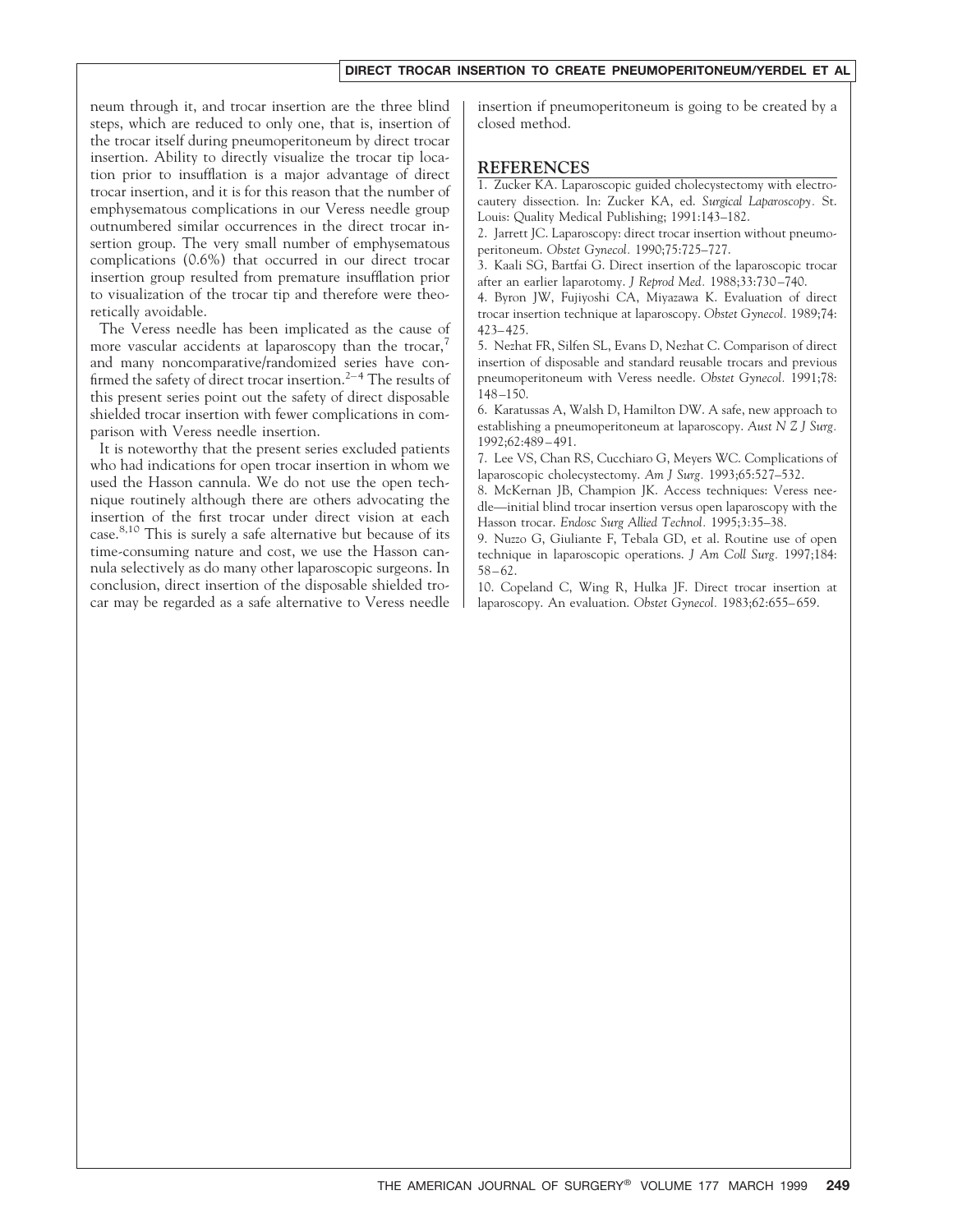neum through it, and trocar insertion are the three blind steps, which are reduced to only one, that is, insertion of the trocar itself during pneumoperitoneum by direct trocar insertion. Ability to directly visualize the trocar tip location prior to insufflation is a major advantage of direct trocar insertion, and it is for this reason that the number of emphysematous complications in our Veress needle group outnumbered similar occurrences in the direct trocar insertion group. The very small number of emphysematous complications (0.6%) that occurred in our direct trocar insertion group resulted from premature insufflation prior to visualization of the trocar tip and therefore were theoretically avoidable.

The Veress needle has been implicated as the cause of more vascular accidents at laparoscopy than the trocar,[7] and many noncomparative/randomized series have confirmed the safety of direct trocar insertion.[2–4] The results of this present series point out the safety of direct disposable shielded trocar insertion with fewer complications in comparison with Veress needle insertion.

It is noteworthy that the present series excluded patients who had indications for open trocar insertion in whom we used the Hasson cannula. We do not use the open technique routinely although there are others advocating the insertion of the first trocar under direct vision at each case.[8,10] This is surely a safe alternative but because of its time-consuming nature and cost, we use the Hasson cannula selectively as do many other laparoscopic surgeons. In conclusion, direct insertion of the disposable shielded trocar may be regarded as a safe alternative to Veress needle insertion if pneumoperitoneum is going to be created by a closed method.

## REFERENCES

1. Zucker KA. Laparoscopic guided cholecystectomy with electrocautery dissection. In: Zucker KA, ed. *Surgical Laparoscopy*. St. Louis: Quality Medical Publishing; 1991:143–182.
2. Jarrett JC. Laparoscopy: direct trocar insertion without pneumoperitoneum. *Obstet Gynecol.* 1990;75:725–727.
3. Kaali SG, Bartfai G. Direct insertion of the laparoscopic trocar after an earlier laparotomy. *J Reprod Med.* 1988;33:730–740.
4. Byron JW, Fujiyoshi CA, Miyazawa K. Evaluation of direct trocar insertion technique at laparoscopy. *Obstet Gynecol.* 1989;74: 423–425.
5. Nezhat FR, Silfen SL, Evans D, Nezhat C. Comparison of direct insertion of disposable and standard reusable trocars and previous pneumoperitoneum with Veress needle. *Obstet Gynecol.* 1991;78: 148–150.
6. Karatussas A, Walsh D, Hamilton DW. A safe, new approach to establishing a pneumoperitoneum at laparoscopy. *Aust N Z J Surg.* 1992;62:489–491.
7. Lee VS, Chan RS, Cucchiaro G, Meyers WC. Complications of laparoscopic cholecystectomy. *Am J Surg.* 1993;65:527–532.
8. McKernan JB, Champion JK. Access techniques: Veress needle—initial blind trocar insertion versus open laparoscopy with the Hasson trocar. *Endosc Surg Allied Technol.* 1995;3:35–38.
9. Nuzzo G, Giuliante F, Tebala GD, et al. Routine use of open technique in laparoscopic operations. *J Am Coll Surg.* 1997;184: 58–62.
10. Copeland C, Wing R, Hulka JF. Direct trocar insertion at laparoscopy. An evaluation. *Obstet Gynecol.* 1983;62:655–659.